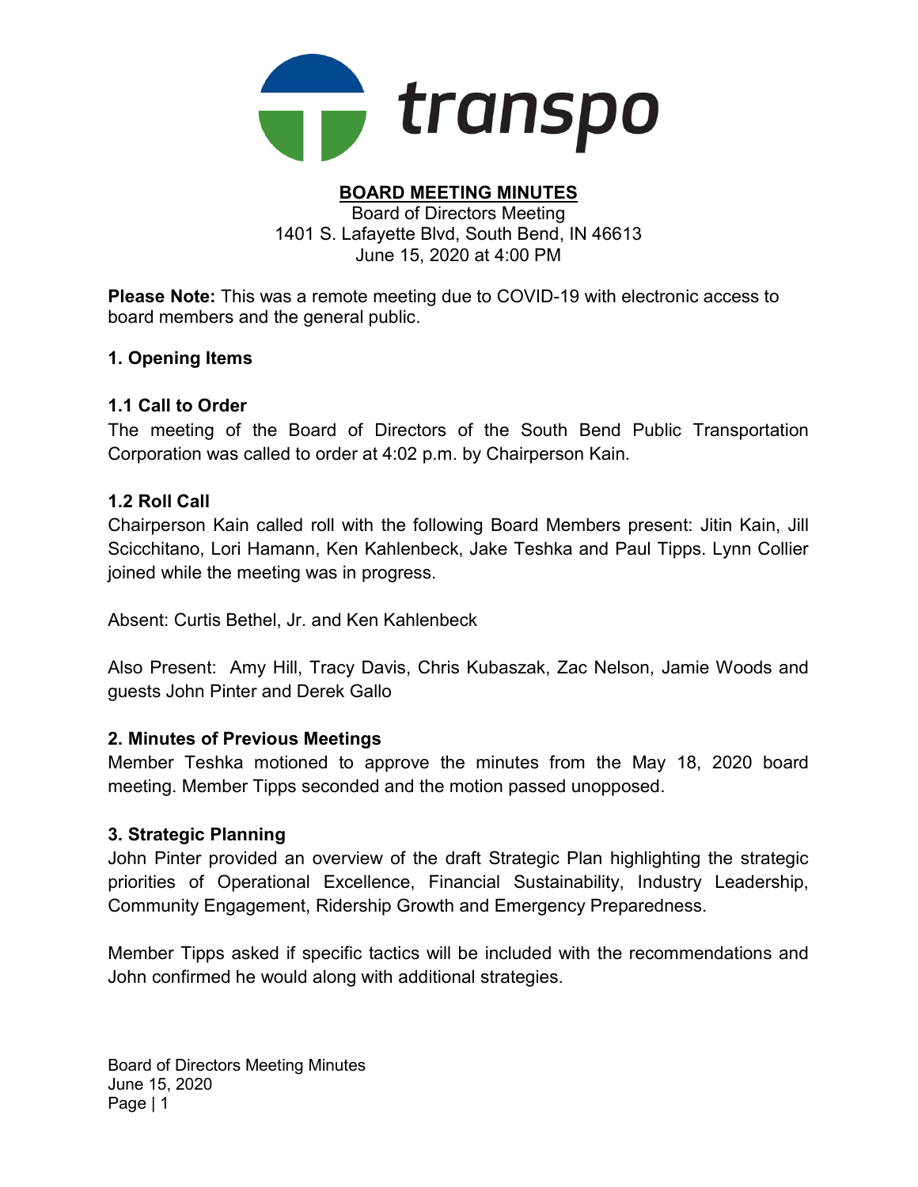transpo

# BOARD MEETING MINUTES

Board of Directors Meeting
1401 S. Lafayette Blvd, South Bend, IN 46613
June 15, 2020 at 4:00 PM

**Please Note:** This was a remote meeting due to COVID-19 with electronic access to board members and the general public.

## 1. Opening Items

### 1.1 Call to Order

The meeting of the Board of Directors of the South Bend Public Transportation Corporation was called to order at 4:02 p.m. by Chairperson Kain.

### 1.2 Roll Call

Chairperson Kain called roll with the following Board Members present: Jitin Kain, Jill Scicchitano, Lori Hamann, Ken Kahlenbeck, Jake Teshka and Paul Tipps. Lynn Collier joined while the meeting was in progress.

Absent: Curtis Bethel, Jr. and Ken Kahlenbeck

Also Present: Amy Hill, Tracy Davis, Chris Kubaszak, Zac Nelson, Jamie Woods and guests John Pinter and Derek Gallo

## 2. Minutes of Previous Meetings

Member Teshka motioned to approve the minutes from the May 18, 2020 board meeting. Member Tipps seconded and the motion passed unopposed.

## 3. Strategic Planning

John Pinter provided an overview of the draft Strategic Plan highlighting the strategic priorities of Operational Excellence, Financial Sustainability, Industry Leadership, Community Engagement, Ridership Growth and Emergency Preparedness.

Member Tipps asked if specific tactics will be included with the recommendations and John confirmed he would along with additional strategies.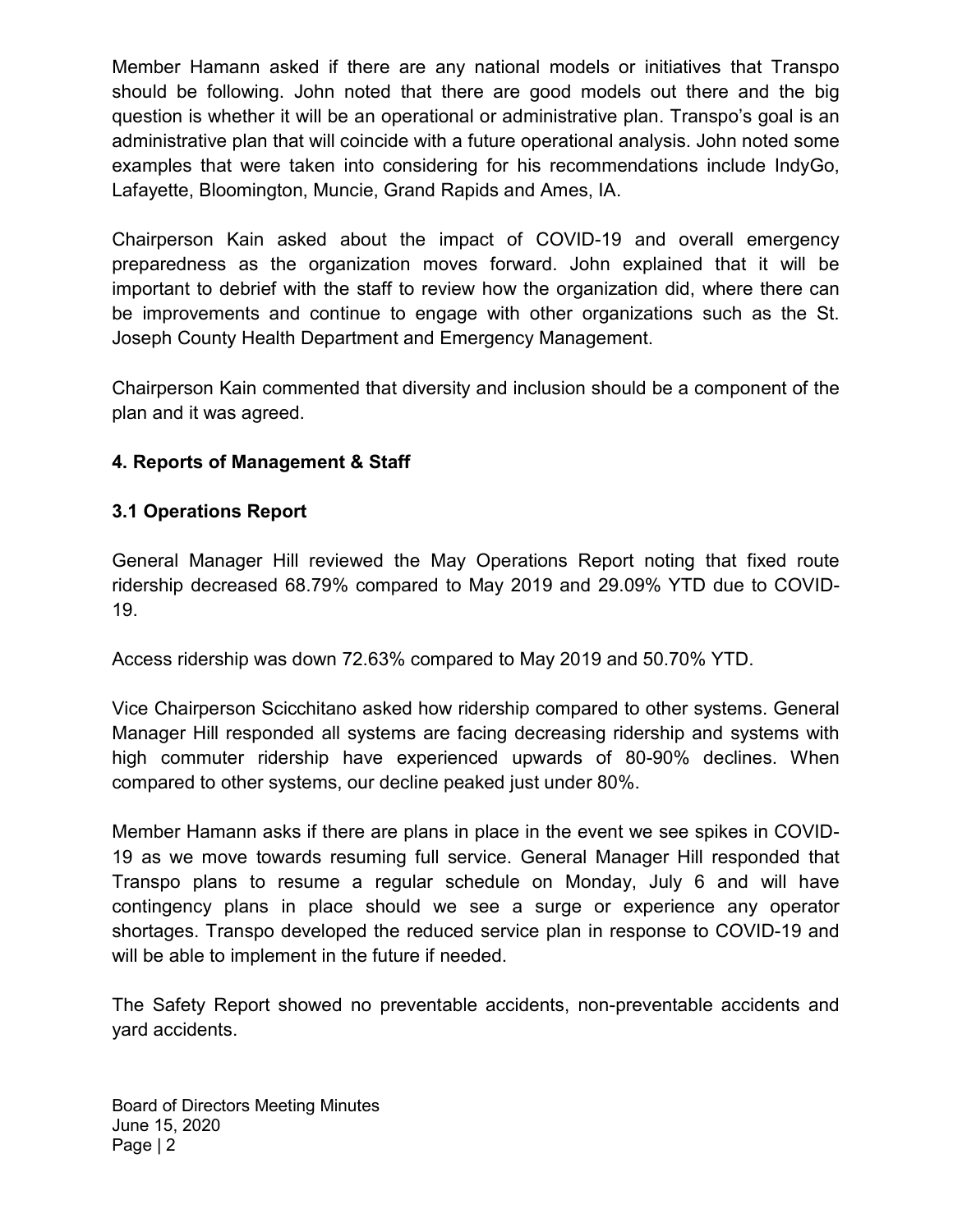Member Hamann asked if there are any national models or initiatives that Transpo should be following. John noted that there are good models out there and the big question is whether it will be an operational or administrative plan. Transpo's goal is an administrative plan that will coincide with a future operational analysis. John noted some examples that were taken into considering for his recommendations include IndyGo, Lafayette, Bloomington, Muncie, Grand Rapids and Ames, IA.

Chairperson Kain asked about the impact of COVID-19 and overall emergency preparedness as the organization moves forward. John explained that it will be important to debrief with the staff to review how the organization did, where there can be improvements and continue to engage with other organizations such as the St. Joseph County Health Department and Emergency Management.

Chairperson Kain commented that diversity and inclusion should be a component of the plan and it was agreed.

### 4. Reports of Management & Staff

### 3.1 Operations Report

General Manager Hill reviewed the May Operations Report noting that fixed route ridership decreased 68.79% compared to May 2019 and 29.09% YTD due to COVID-19.

Access ridership was down 72.63% compared to May 2019 and 50.70% YTD.

Vice Chairperson Scicchitano asked how ridership compared to other systems. General Manager Hill responded all systems are facing decreasing ridership and systems with high commuter ridership have experienced upwards of 80-90% declines. When compared to other systems, our decline peaked just under 80%.

Member Hamann asks if there are plans in place in the event we see spikes in COVID-19 as we move towards resuming full service. General Manager Hill responded that Transpo plans to resume a regular schedule on Monday, July 6 and will have contingency plans in place should we see a surge or experience any operator shortages. Transpo developed the reduced service plan in response to COVID-19 and will be able to implement in the future if needed.

The Safety Report showed no preventable accidents, non-preventable accidents and yard accidents.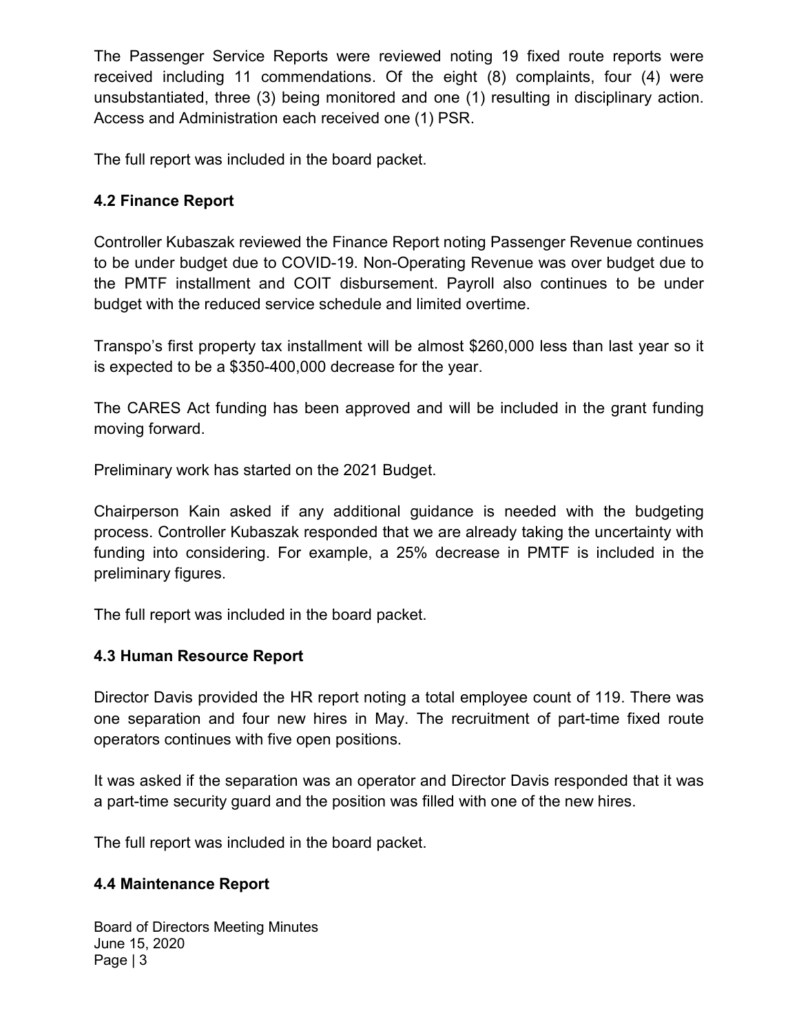The Passenger Service Reports were reviewed noting 19 fixed route reports were received including 11 commendations. Of the eight (8) complaints, four (4) were unsubstantiated, three (3) being monitored and one (1) resulting in disciplinary action. Access and Administration each received one (1) PSR.

The full report was included in the board packet.

### 4.2 Finance Report

Controller Kubaszak reviewed the Finance Report noting Passenger Revenue continues to be under budget due to COVID-19. Non-Operating Revenue was over budget due to the PMTF installment and COIT disbursement. Payroll also continues to be under budget with the reduced service schedule and limited overtime.

Transpo's first property tax installment will be almost $260,000 less than last year so it is expected to be a $350-400,000 decrease for the year.

The CARES Act funding has been approved and will be included in the grant funding moving forward.

Preliminary work has started on the 2021 Budget.

Chairperson Kain asked if any additional guidance is needed with the budgeting process. Controller Kubaszak responded that we are already taking the uncertainty with funding into considering. For example, a 25% decrease in PMTF is included in the preliminary figures.

The full report was included in the board packet.

### 4.3 Human Resource Report

Director Davis provided the HR report noting a total employee count of 119. There was one separation and four new hires in May. The recruitment of part-time fixed route operators continues with five open positions.

It was asked if the separation was an operator and Director Davis responded that it was a part-time security guard and the position was filled with one of the new hires.

The full report was included in the board packet.

### 4.4 Maintenance Report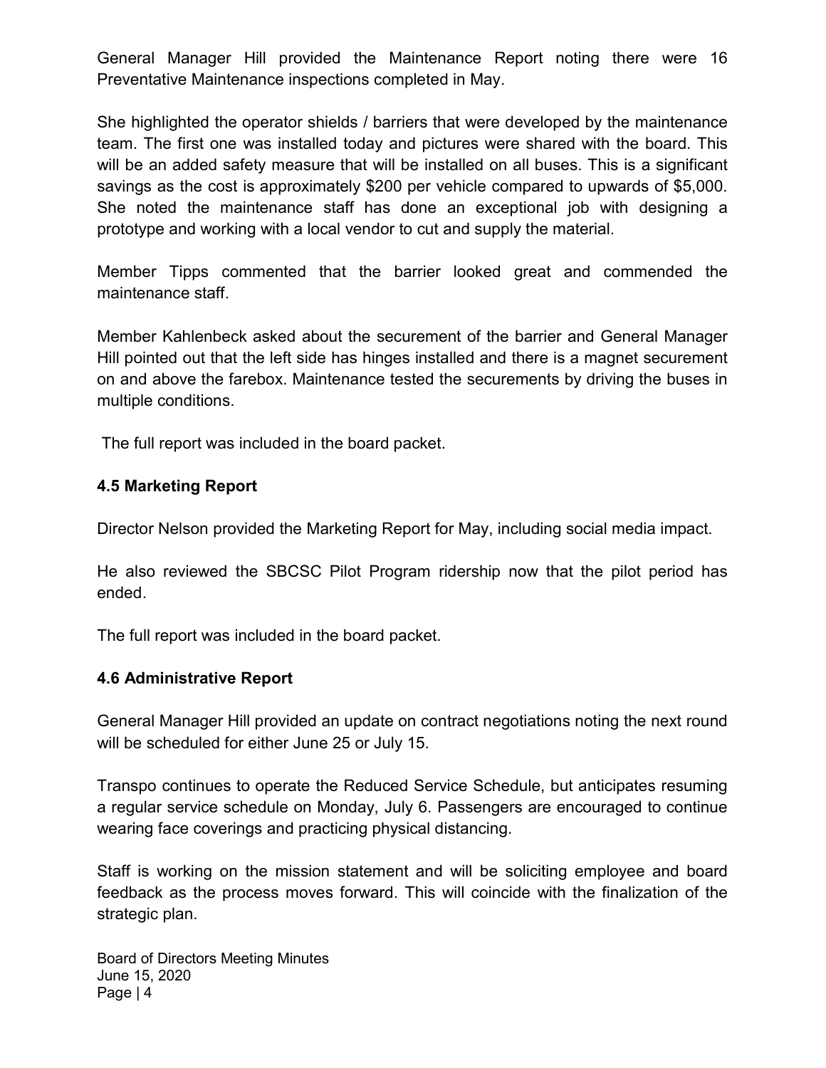General Manager Hill provided the Maintenance Report noting there were 16 Preventative Maintenance inspections completed in May.

She highlighted the operator shields / barriers that were developed by the maintenance team. The first one was installed today and pictures were shared with the board. This will be an added safety measure that will be installed on all buses. This is a significant savings as the cost is approximately $200 per vehicle compared to upwards of $5,000. She noted the maintenance staff has done an exceptional job with designing a prototype and working with a local vendor to cut and supply the material.

Member Tipps commented that the barrier looked great and commended the maintenance staff.

Member Kahlenbeck asked about the securement of the barrier and General Manager Hill pointed out that the left side has hinges installed and there is a magnet securement on and above the farebox. Maintenance tested the securements by driving the buses in multiple conditions.

The full report was included in the board packet.

**4.5 Marketing Report**

Director Nelson provided the Marketing Report for May, including social media impact.

He also reviewed the SBCSC Pilot Program ridership now that the pilot period has ended.

The full report was included in the board packet.

**4.6 Administrative Report**

General Manager Hill provided an update on contract negotiations noting the next round will be scheduled for either June 25 or July 15.

Transpo continues to operate the Reduced Service Schedule, but anticipates resuming a regular service schedule on Monday, July 6. Passengers are encouraged to continue wearing face coverings and practicing physical distancing.

Staff is working on the mission statement and will be soliciting employee and board feedback as the process moves forward. This will coincide with the finalization of the strategic plan.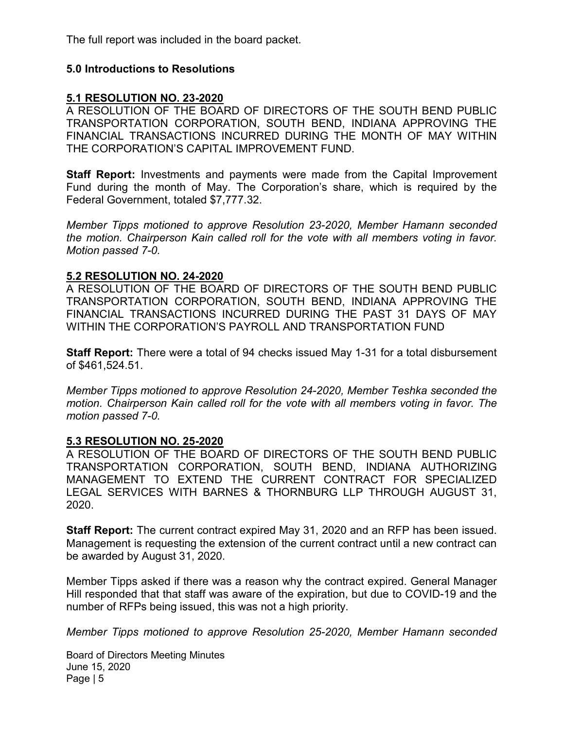The full report was included in the board packet.

### 5.0 Introductions to Resolutions

#### 5.1 RESOLUTION NO. 23-2020

A RESOLUTION OF THE BOARD OF DIRECTORS OF THE SOUTH BEND PUBLIC TRANSPORTATION CORPORATION, SOUTH BEND, INDIANA APPROVING THE FINANCIAL TRANSACTIONS INCURRED DURING THE MONTH OF MAY WITHIN THE CORPORATION'S CAPITAL IMPROVEMENT FUND.

**Staff Report:** Investments and payments were made from the Capital Improvement Fund during the month of May. The Corporation's share, which is required by the Federal Government, totaled $7,777.32.

*Member Tipps motioned to approve Resolution 23-2020, Member Hamann seconded the motion. Chairperson Kain called roll for the vote with all members voting in favor. Motion passed 7-0.*

#### 5.2 RESOLUTION NO. 24-2020

A RESOLUTION OF THE BOARD OF DIRECTORS OF THE SOUTH BEND PUBLIC TRANSPORTATION CORPORATION, SOUTH BEND, INDIANA APPROVING THE FINANCIAL TRANSACTIONS INCURRED DURING THE PAST 31 DAYS OF MAY WITHIN THE CORPORATION'S PAYROLL AND TRANSPORTATION FUND

**Staff Report:** There were a total of 94 checks issued May 1-31 for a total disbursement of $461,524.51.

*Member Tipps motioned to approve Resolution 24-2020, Member Teshka seconded the motion. Chairperson Kain called roll for the vote with all members voting in favor. The motion passed 7-0.*

#### 5.3 RESOLUTION NO. 25-2020

A RESOLUTION OF THE BOARD OF DIRECTORS OF THE SOUTH BEND PUBLIC TRANSPORTATION CORPORATION, SOUTH BEND, INDIANA AUTHORIZING MANAGEMENT TO EXTEND THE CURRENT CONTRACT FOR SPECIALIZED LEGAL SERVICES WITH BARNES & THORNBURG LLP THROUGH AUGUST 31, 2020.

**Staff Report:** The current contract expired May 31, 2020 and an RFP has been issued. Management is requesting the extension of the current contract until a new contract can be awarded by August 31, 2020.

Member Tipps asked if there was a reason why the contract expired. General Manager Hill responded that that staff was aware of the expiration, but due to COVID-19 and the number of RFPs being issued, this was not a high priority.

*Member Tipps motioned to approve Resolution 25-2020, Member Hamann seconded*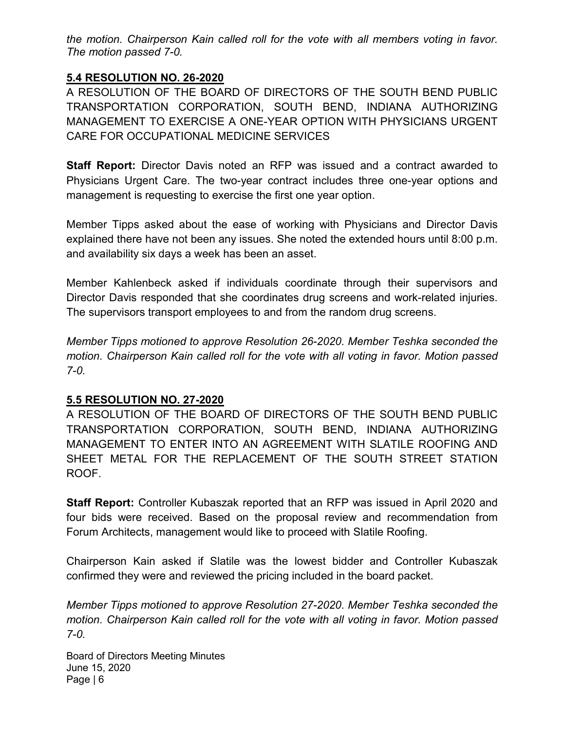*the motion. Chairperson Kain called roll for the vote with all members voting in favor. The motion passed 7-0.*

## **5.4 RESOLUTION NO. 26-2020**

A RESOLUTION OF THE BOARD OF DIRECTORS OF THE SOUTH BEND PUBLIC TRANSPORTATION CORPORATION, SOUTH BEND, INDIANA AUTHORIZING MANAGEMENT TO EXERCISE A ONE-YEAR OPTION WITH PHYSICIANS URGENT CARE FOR OCCUPATIONAL MEDICINE SERVICES

**Staff Report:** Director Davis noted an RFP was issued and a contract awarded to Physicians Urgent Care. The two-year contract includes three one-year options and management is requesting to exercise the first one year option.

Member Tipps asked about the ease of working with Physicians and Director Davis explained there have not been any issues. She noted the extended hours until 8:00 p.m. and availability six days a week has been an asset.

Member Kahlenbeck asked if individuals coordinate through their supervisors and Director Davis responded that she coordinates drug screens and work-related injuries. The supervisors transport employees to and from the random drug screens.

*Member Tipps motioned to approve Resolution 26-2020. Member Teshka seconded the motion. Chairperson Kain called roll for the vote with all voting in favor. Motion passed 7-0.*

## **5.5 RESOLUTION NO. 27-2020**

A RESOLUTION OF THE BOARD OF DIRECTORS OF THE SOUTH BEND PUBLIC TRANSPORTATION CORPORATION, SOUTH BEND, INDIANA AUTHORIZING MANAGEMENT TO ENTER INTO AN AGREEMENT WITH SLATILE ROOFING AND SHEET METAL FOR THE REPLACEMENT OF THE SOUTH STREET STATION ROOF.

**Staff Report:** Controller Kubaszak reported that an RFP was issued in April 2020 and four bids were received. Based on the proposal review and recommendation from Forum Architects, management would like to proceed with Slatile Roofing.

Chairperson Kain asked if Slatile was the lowest bidder and Controller Kubaszak confirmed they were and reviewed the pricing included in the board packet.

*Member Tipps motioned to approve Resolution 27-2020. Member Teshka seconded the motion. Chairperson Kain called roll for the vote with all voting in favor. Motion passed 7-0.*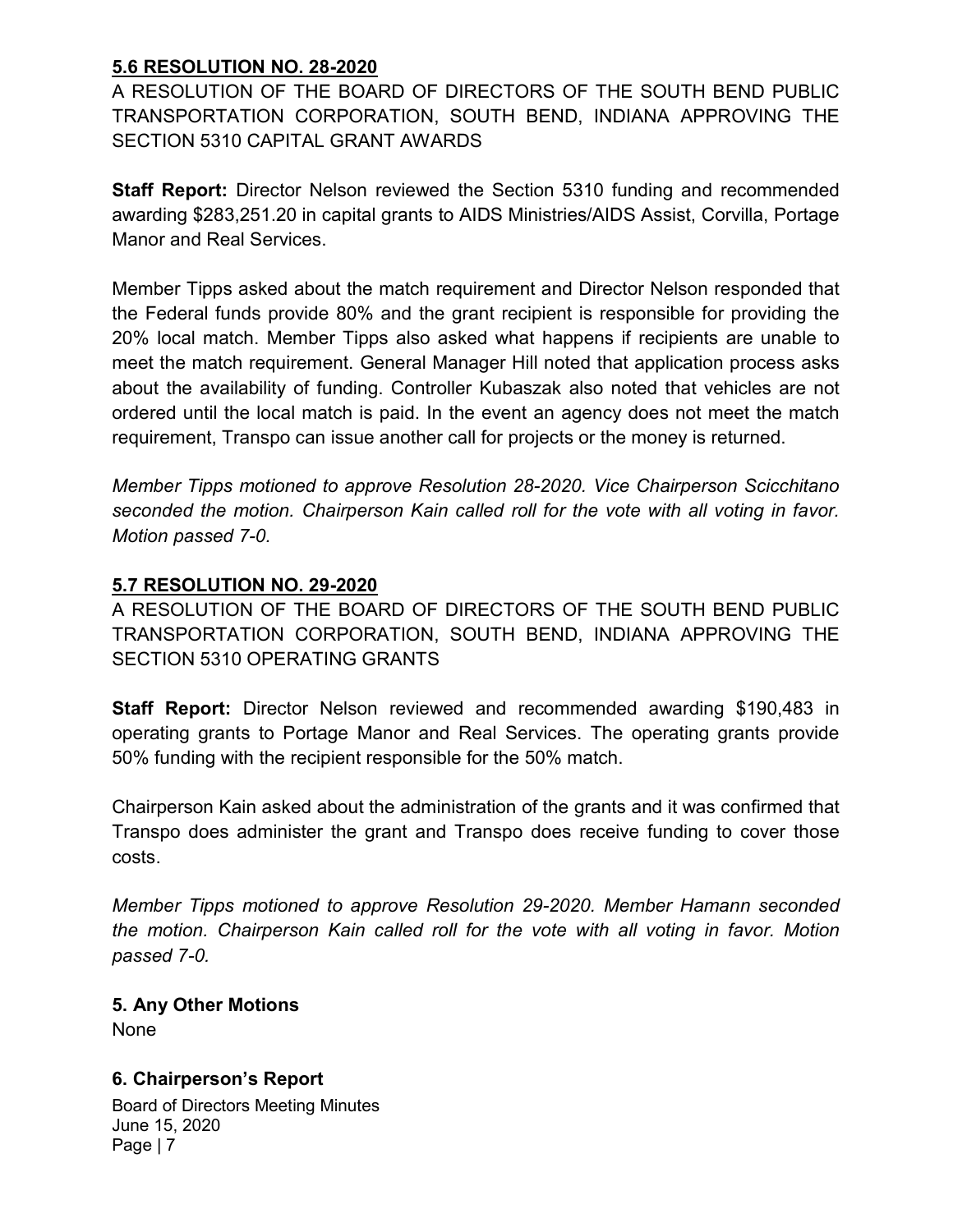**5.6 RESOLUTION NO. 28-2020**

A RESOLUTION OF THE BOARD OF DIRECTORS OF THE SOUTH BEND PUBLIC TRANSPORTATION CORPORATION, SOUTH BEND, INDIANA APPROVING THE SECTION 5310 CAPITAL GRANT AWARDS

**Staff Report:** Director Nelson reviewed the Section 5310 funding and recommended awarding $283,251.20 in capital grants to AIDS Ministries/AIDS Assist, Corvilla, Portage Manor and Real Services.

Member Tipps asked about the match requirement and Director Nelson responded that the Federal funds provide 80% and the grant recipient is responsible for providing the 20% local match. Member Tipps also asked what happens if recipients are unable to meet the match requirement. General Manager Hill noted that application process asks about the availability of funding. Controller Kubaszak also noted that vehicles are not ordered until the local match is paid. In the event an agency does not meet the match requirement, Transpo can issue another call for projects or the money is returned.

*Member Tipps motioned to approve Resolution 28-2020. Vice Chairperson Scicchitano seconded the motion. Chairperson Kain called roll for the vote with all voting in favor. Motion passed 7-0.*

**5.7 RESOLUTION NO. 29-2020**

A RESOLUTION OF THE BOARD OF DIRECTORS OF THE SOUTH BEND PUBLIC TRANSPORTATION CORPORATION, SOUTH BEND, INDIANA APPROVING THE SECTION 5310 OPERATING GRANTS

**Staff Report:** Director Nelson reviewed and recommended awarding $190,483 in operating grants to Portage Manor and Real Services. The operating grants provide 50% funding with the recipient responsible for the 50% match.

Chairperson Kain asked about the administration of the grants and it was confirmed that Transpo does administer the grant and Transpo does receive funding to cover those costs.

*Member Tipps motioned to approve Resolution 29-2020. Member Hamann seconded the motion. Chairperson Kain called roll for the vote with all voting in favor. Motion passed 7-0.*

**5. Any Other Motions**

None

**6. Chairperson's Report**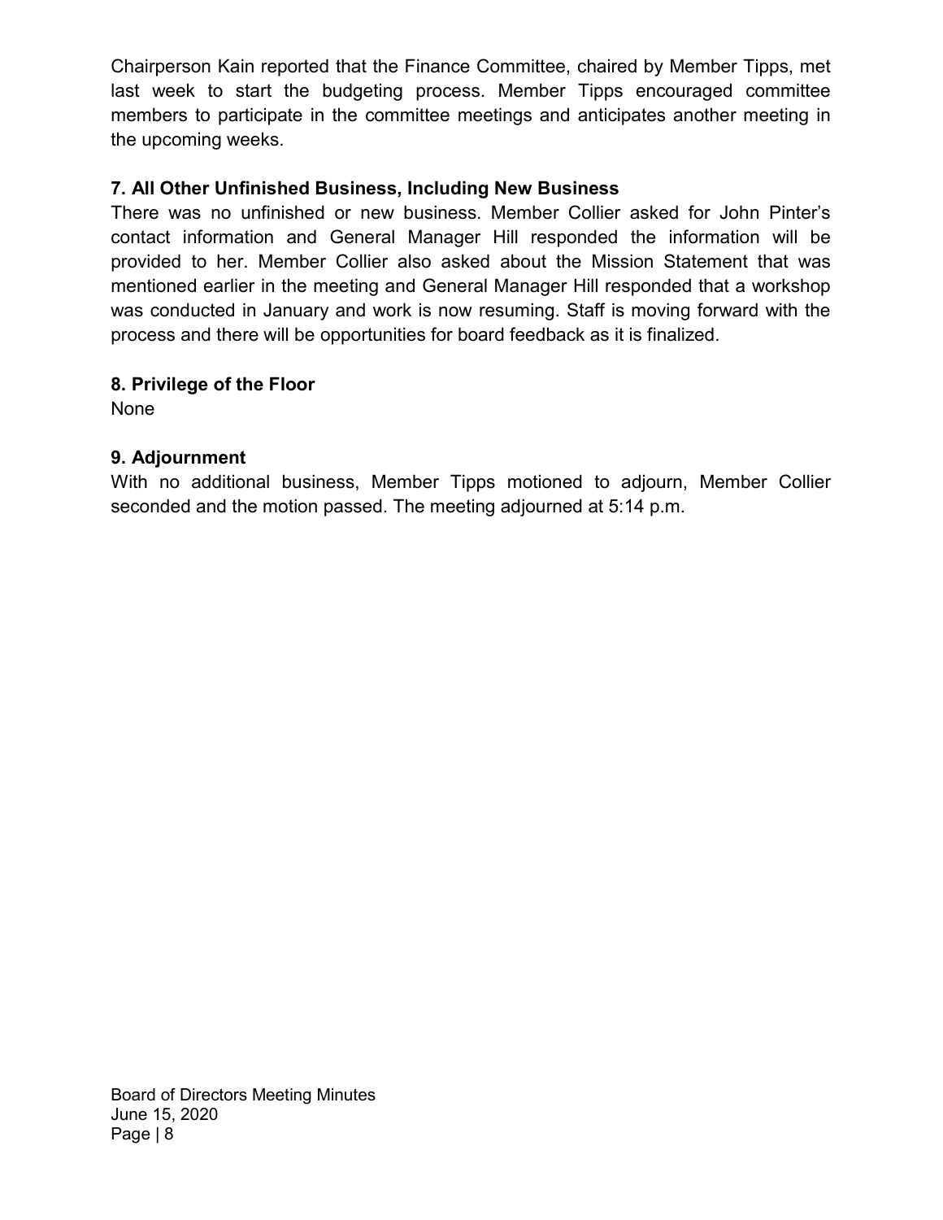Chairperson Kain reported that the Finance Committee, chaired by Member Tipps, met last week to start the budgeting process. Member Tipps encouraged committee members to participate in the committee meetings and anticipates another meeting in the upcoming weeks.

**7. All Other Unfinished Business, Including New Business**

There was no unfinished or new business. Member Collier asked for John Pinter's contact information and General Manager Hill responded the information will be provided to her. Member Collier also asked about the Mission Statement that was mentioned earlier in the meeting and General Manager Hill responded that a workshop was conducted in January and work is now resuming. Staff is moving forward with the process and there will be opportunities for board feedback as it is finalized.

**8. Privilege of the Floor**

None

**9. Adjournment**

With no additional business, Member Tipps motioned to adjourn, Member Collier seconded and the motion passed. The meeting adjourned at 5:14 p.m.